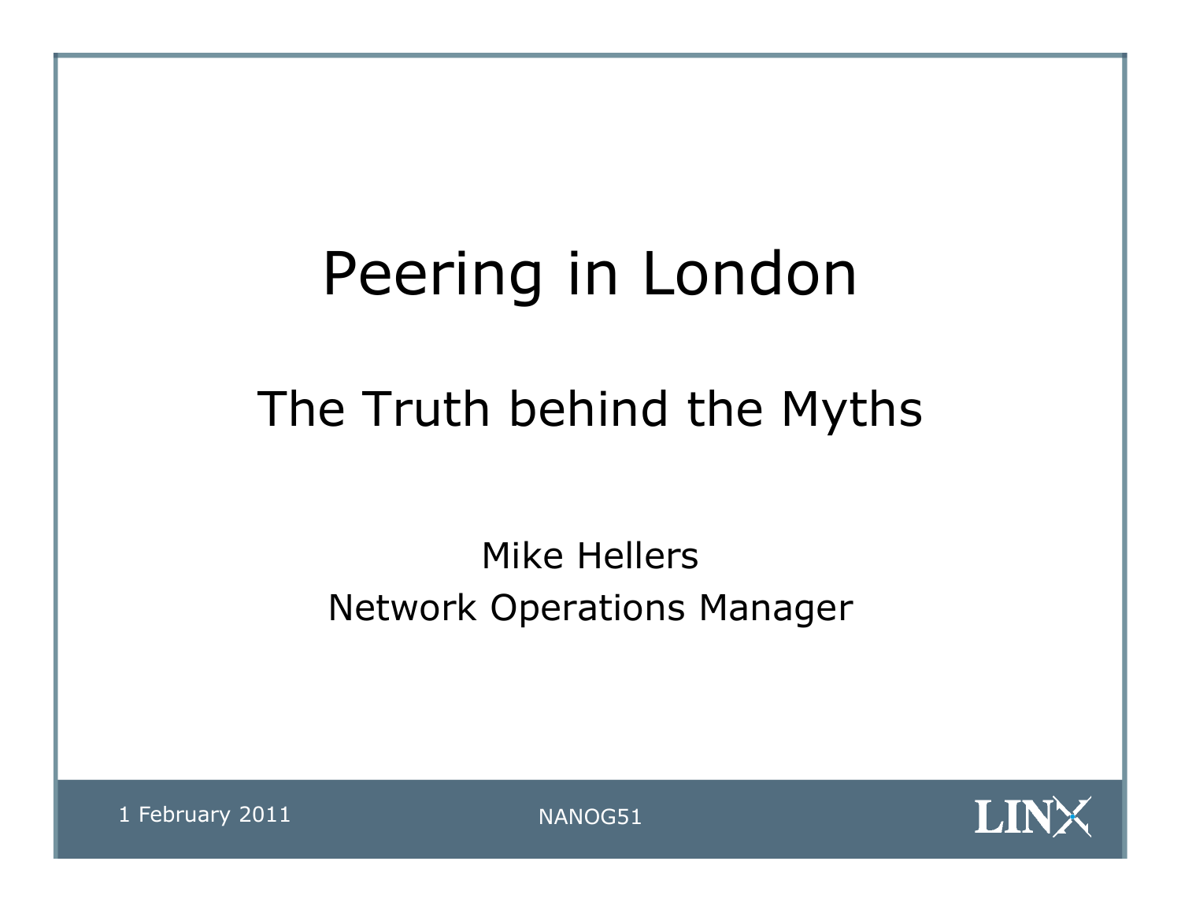# Peering in London

## The Truth behind the Myths

Mike Hellers
Network Operations Manager

1 February 2011

NANOG51

LINX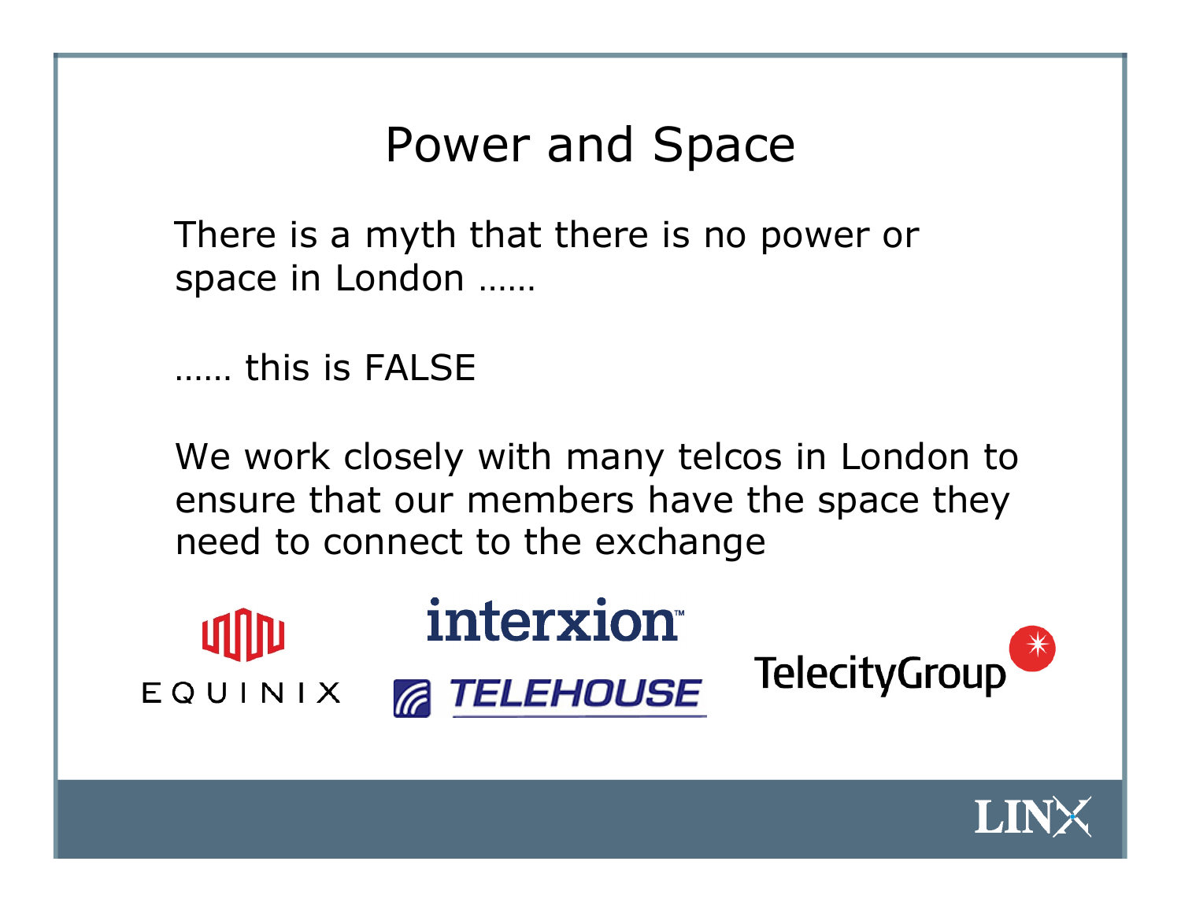# Power and Space

There is a myth that there is no power or space in London ……

…… this is FALSE

We work closely with many telcos in London to ensure that our members have the space they need to connect to the exchange

EQUINIX

interxion

TELEHOUSE

TelecityGroup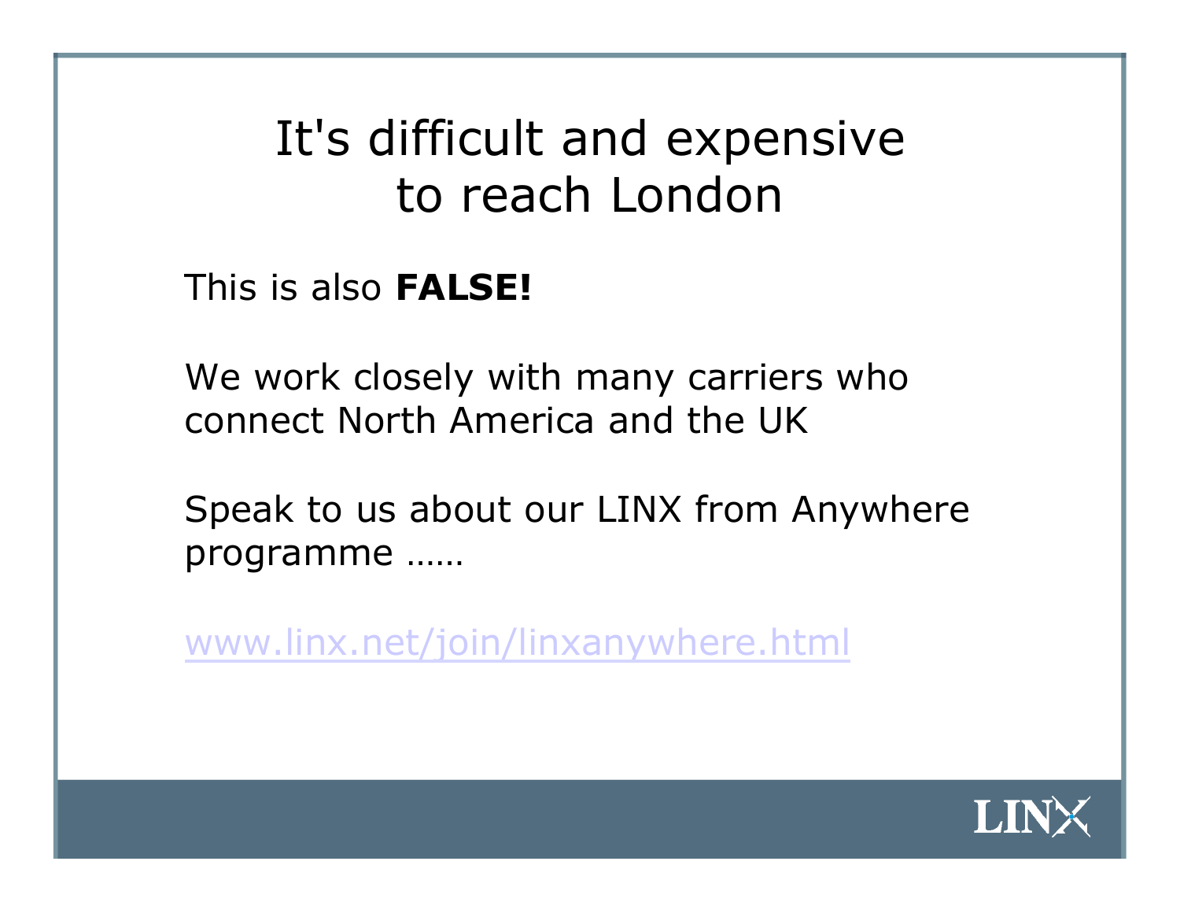# It's difficult and expensive to reach London

This is also **FALSE!**

We work closely with many carriers who connect North America and the UK

Speak to us about our LINX from Anywhere programme ……

www.linx.net/join/linxanywhere.html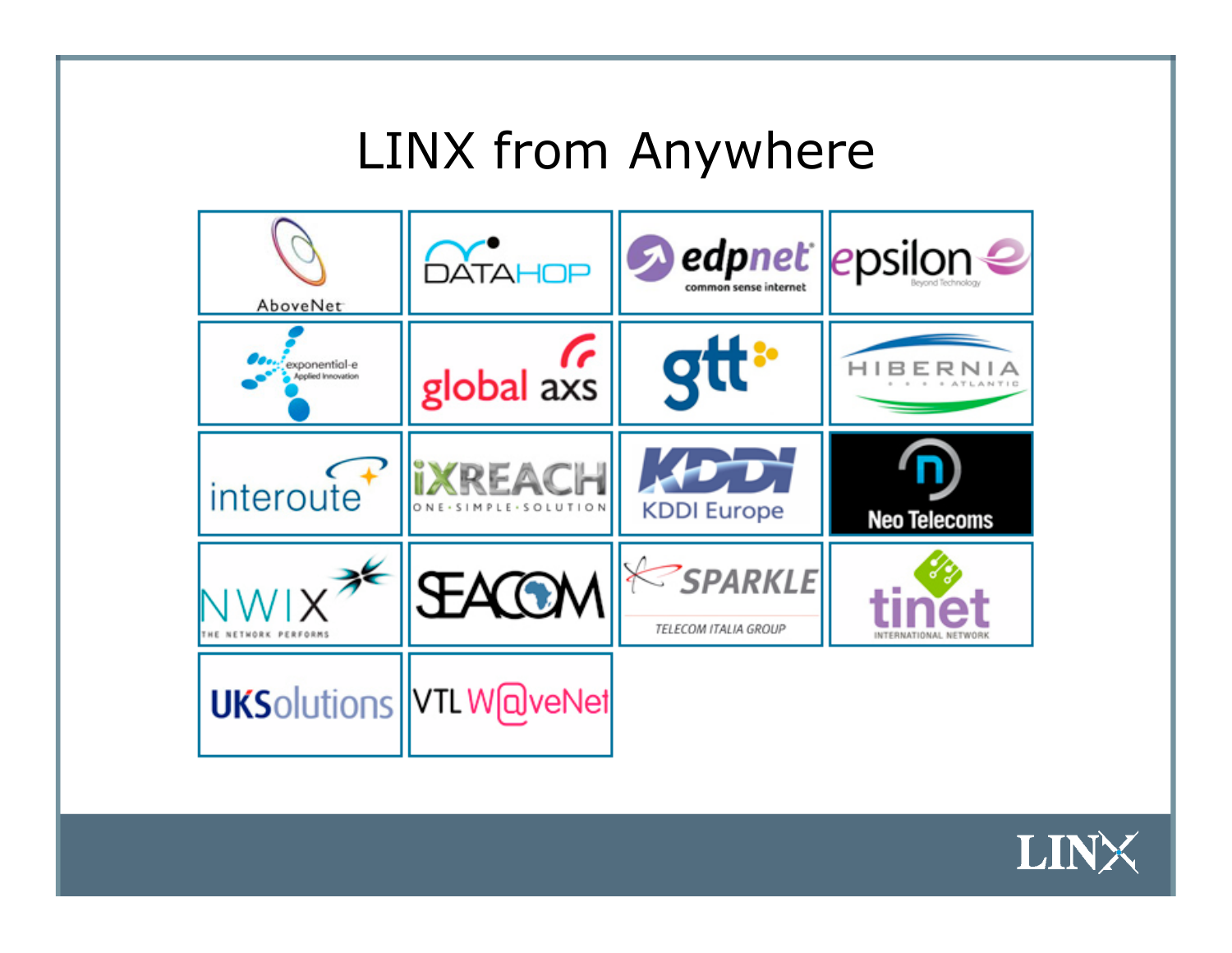# LINX from Anywhere

| | | | |
|---|---|---|---|
| AboveNet | DATAHOP | edpnet common sense internet | epsilon Beyond Technology |
| exponential-e Applied Innovation | global axs | gtt | HIBERNIA ATLANTIC |
| interoute | iXREACH ONE·SIMPLE·SOLUTION | KDDI KDDI Europe | Neo Telecoms |
| NWIX THE NETWORK PERFORMS | SEACOM | SPARKLE TELECOM ITALIA GROUP | tinet INTERNATIONAL NETWORK |
| UKSolutions | VTL W@veNet | | |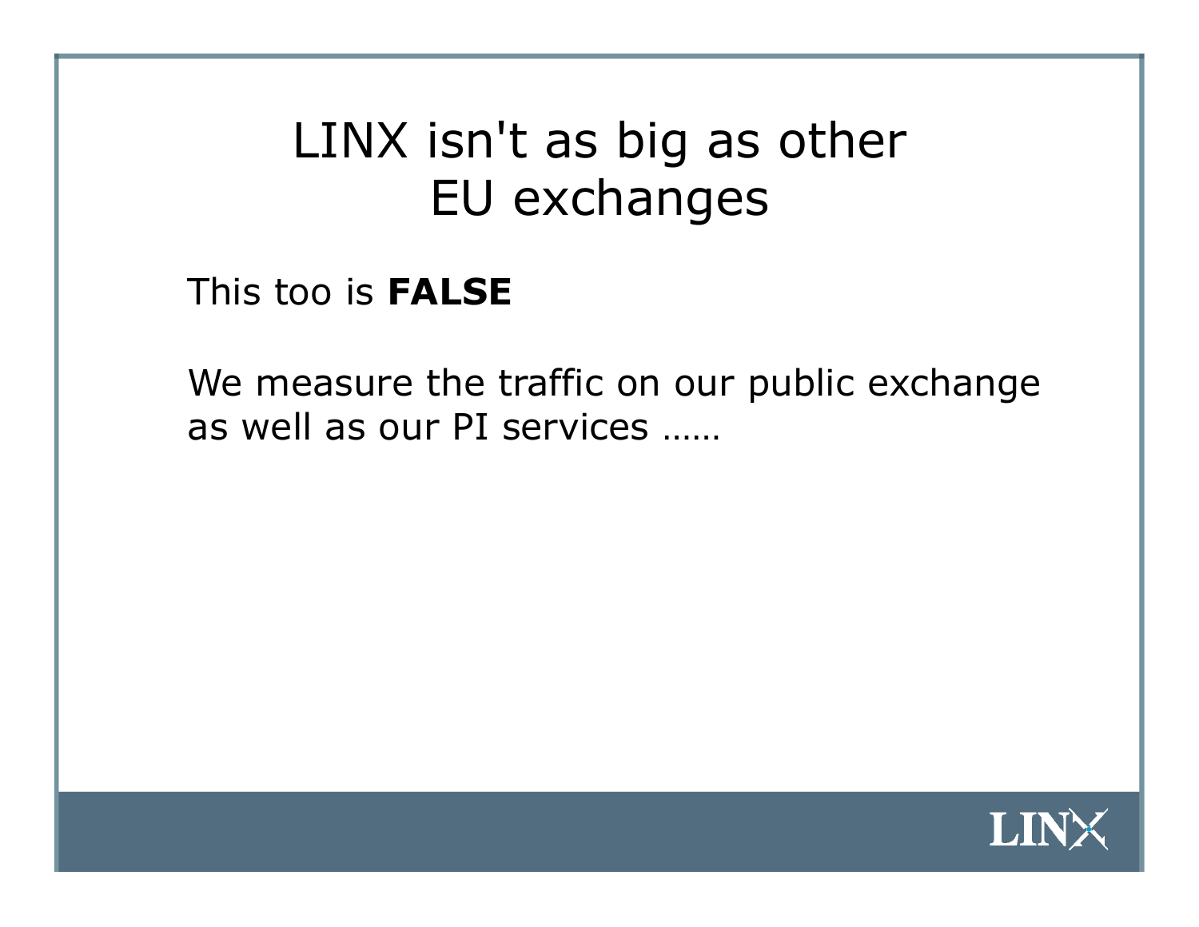# LINX isn't as big as other EU exchanges

This too is **FALSE**

We measure the traffic on our public exchange as well as our PI services ……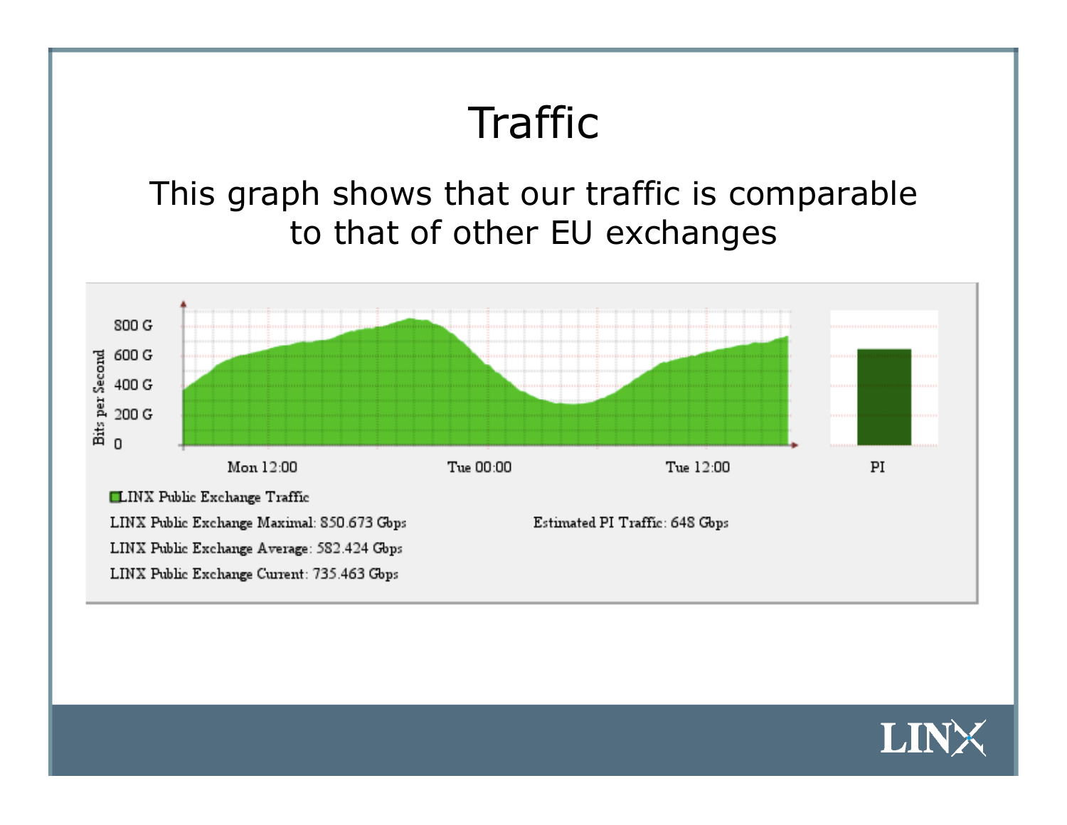# Traffic

This graph shows that our traffic is comparable to that of other EU exchanges

800 G
600 G
400 G
200 G
0

Bits per Second

Mon 12:00 Tue 00:00 Tue 12:00 PI

LINX Public Exchange Traffic

LINX Public Exchange Maximal: 850.673 Gbps

LINX Public Exchange Average: 582.424 Gbps

LINX Public Exchange Current: 735.463 Gbps

Estimated PI Traffic: 648 Gbps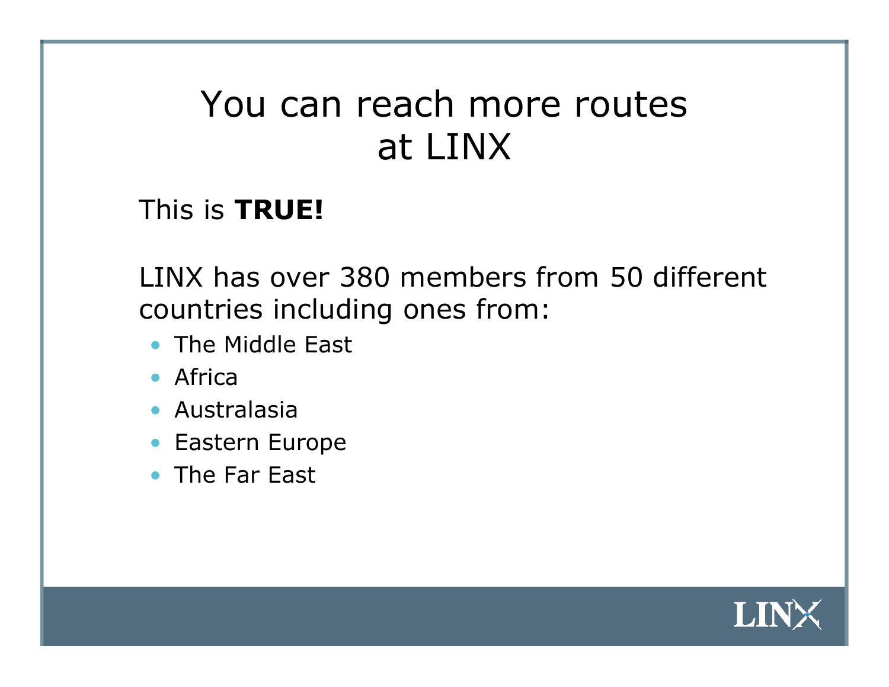# You can reach more routes at LINX

This is **TRUE!**

LINX has over 380 members from 50 different countries including ones from:

- The Middle East
- Africa
- Australasia
- Eastern Europe
- The Far East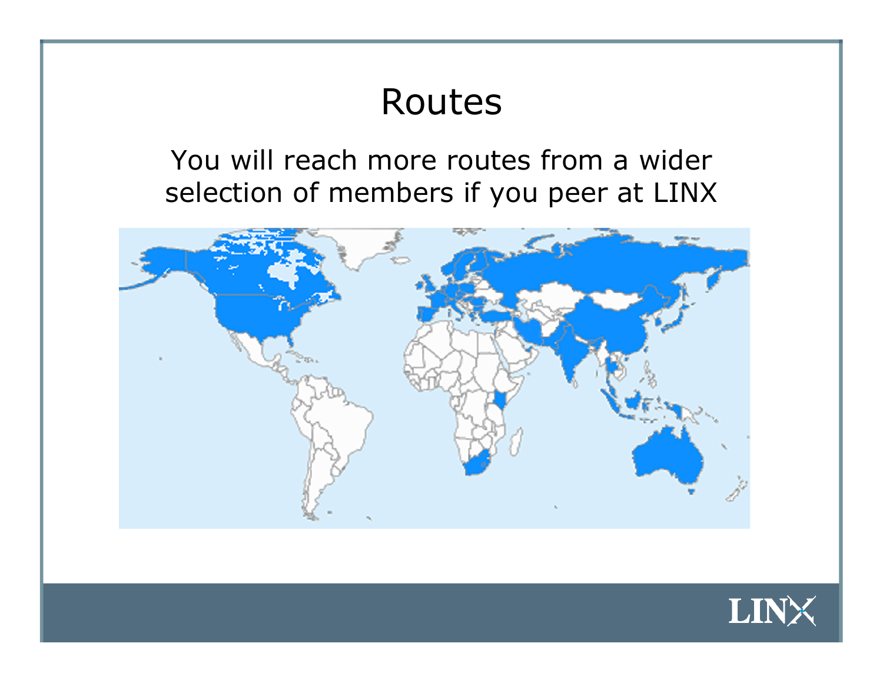# Routes

You will reach more routes from a wider selection of members if you peer at LINX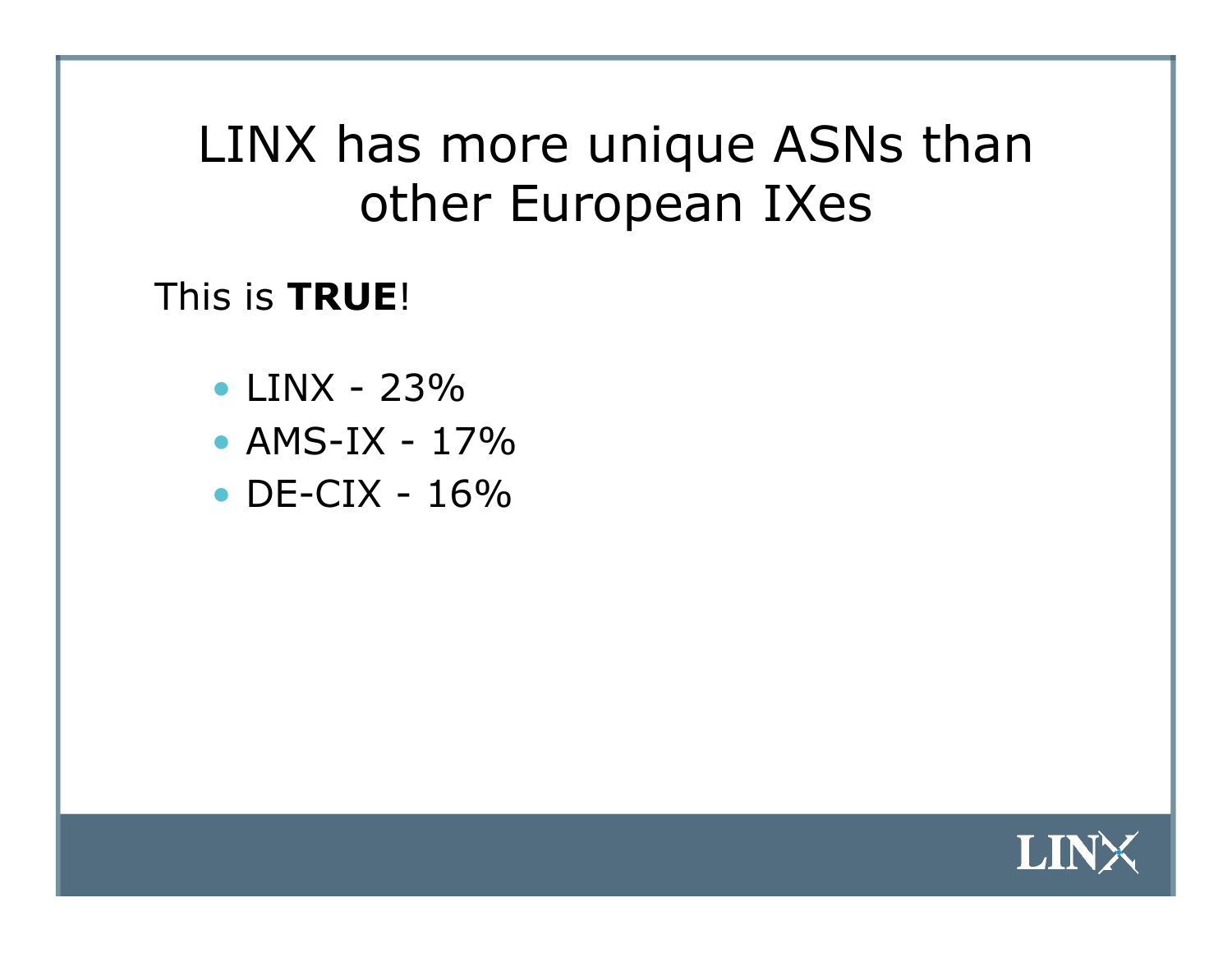# LINX has more unique ASNs than other European IXes

This is **TRUE**!

- LINX - 23%
- AMS-IX - 17%
- DE-CIX - 16%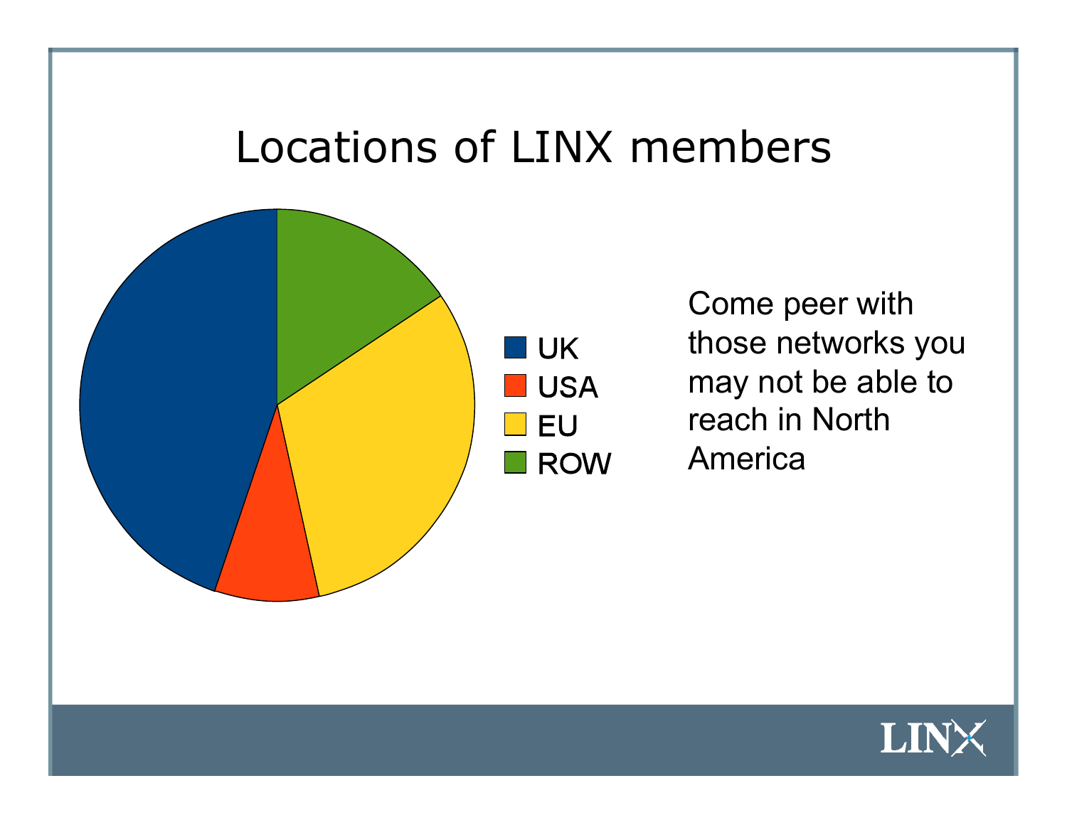# Locations of LINX members

- UK
- USA
- EU
- ROW

Come peer with those networks you may not be able to reach in North America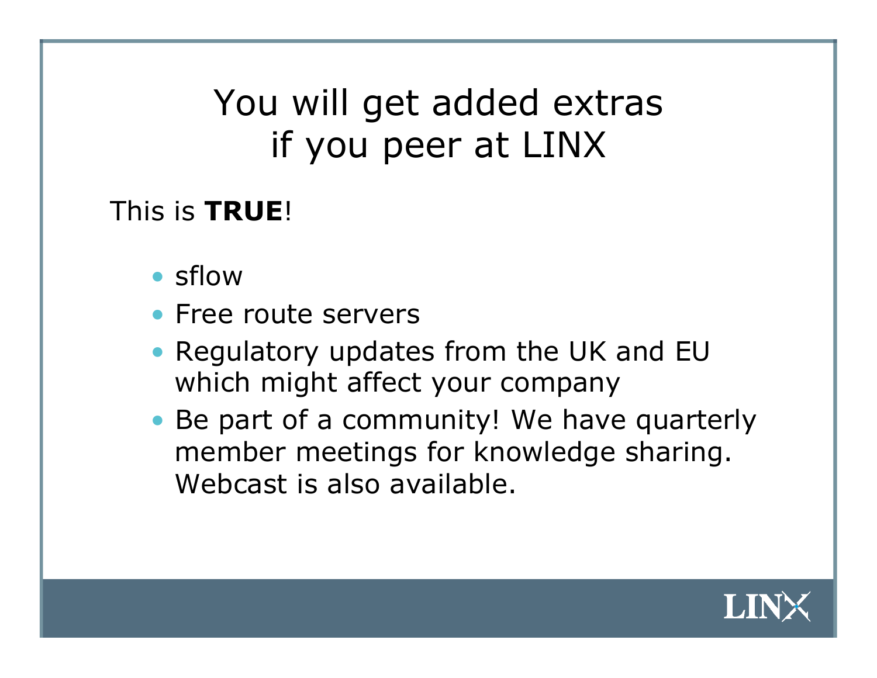# You will get added extras if you peer at LINX

This is **TRUE**!

- sflow
- Free route servers
- Regulatory updates from the UK and EU which might affect your company
- Be part of a community! We have quarterly member meetings for knowledge sharing. Webcast is also available.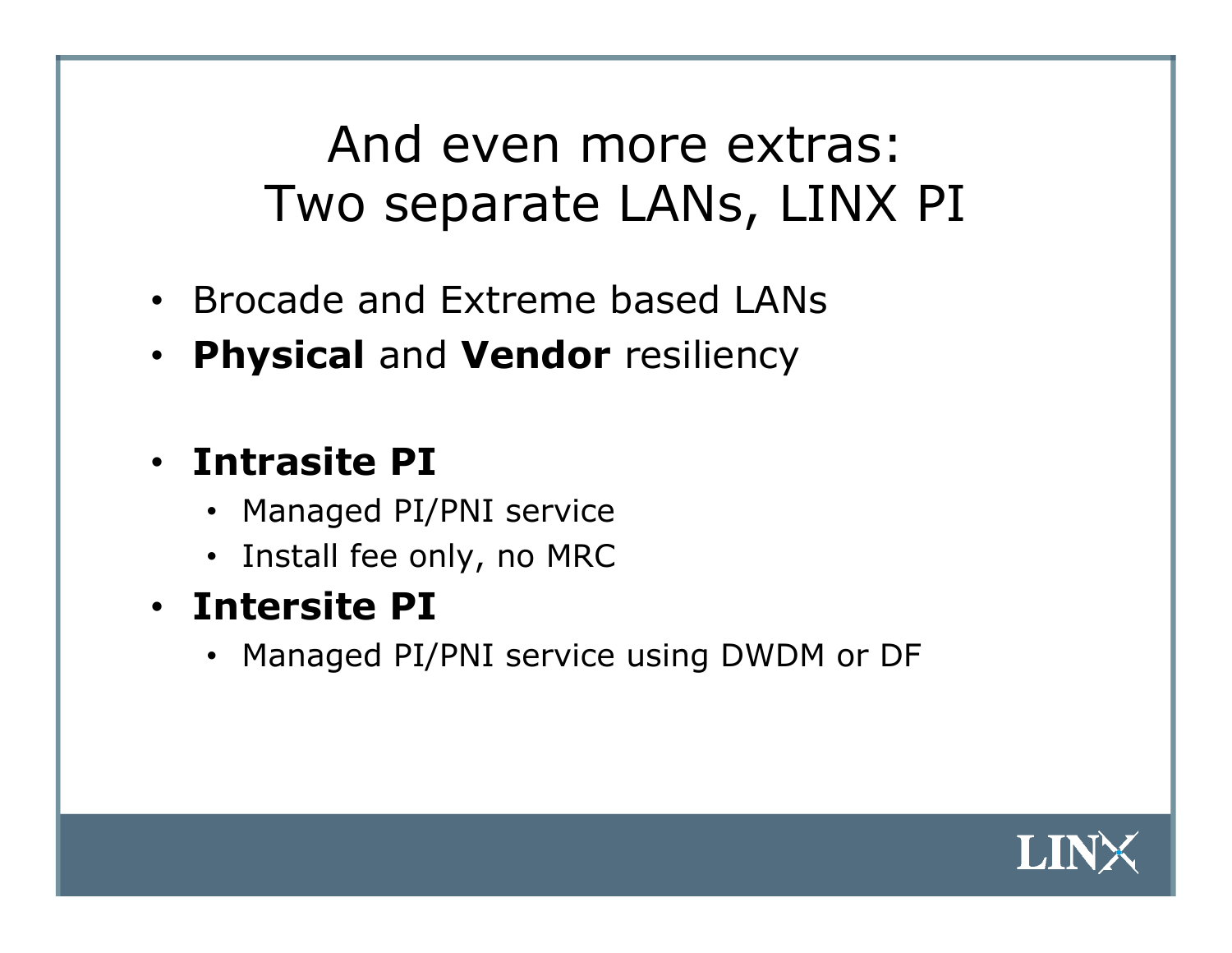# And even more extras:
# Two separate LANs, LINX PI

- Brocade and Extreme based LANs
- **Physical** and **Vendor** resiliency

- **Intrasite PI**
  - Managed PI/PNI service
  - Install fee only, no MRC
- **Intersite PI**
  - Managed PI/PNI service using DWDM or DF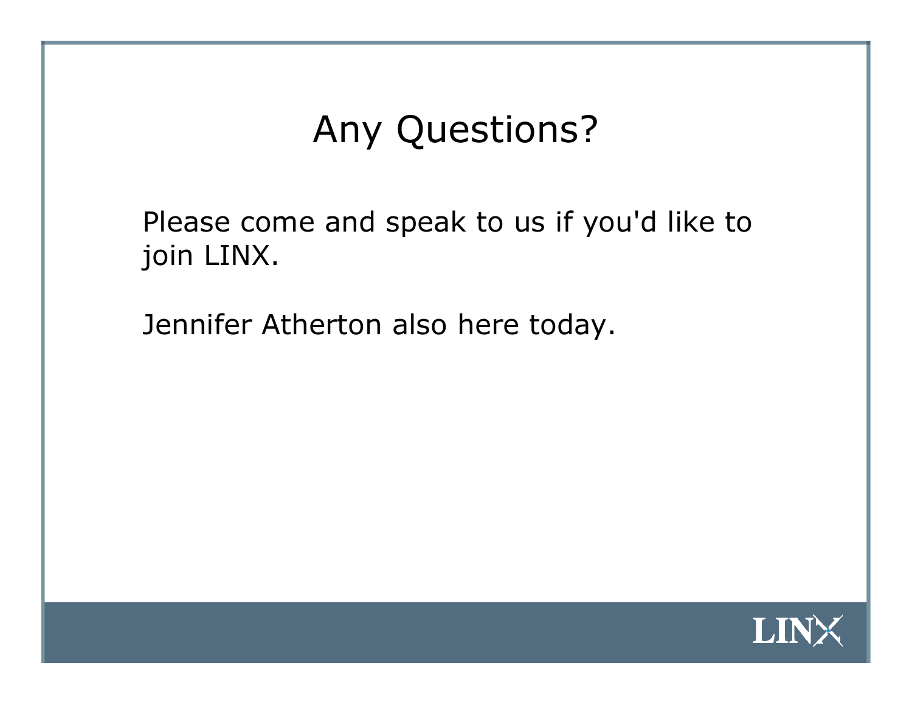# Any Questions?

Please come and speak to us if you'd like to join LINX.

Jennifer Atherton also here today.